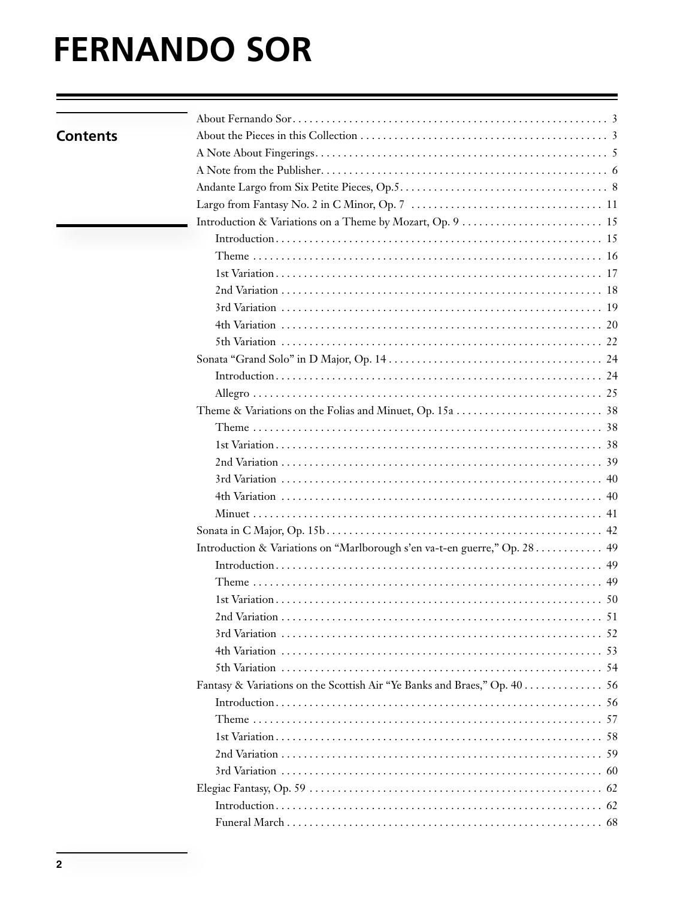# FERNANDO SOR

## Contents

- About Fernando Sor . . . . . 3
- About the Pieces in this Collection . . . . . 3
- A Note About Fingerings . . . . . 5
- A Note from the Publisher . . . . . 6
- Andante Largo from Six Petite Pieces, Op.5 . . . . . 8
- Largo from Fantasy No. 2 in C Minor, Op. 7 . . . . . 11
- Introduction & Variations on a Theme by Mozart, Op. 9 . . . . . 15
    - Introduction . . . . . 15
    - Theme . . . . . 16
    - 1st Variation . . . . . 17
    - 2nd Variation . . . . . 18
    - 3rd Variation . . . . . 19
    - 4th Variation . . . . . 20
    - 5th Variation . . . . . 22
- Sonata "Grand Solo" in D Major, Op. 14 . . . . . 24
    - Introduction . . . . . 24
    - Allegro . . . . . 25
- Theme & Variations on the Folias and Minuet, Op. 15a . . . . . 38
    - Theme . . . . . 38
    - 1st Variation . . . . . 38
    - 2nd Variation . . . . . 39
    - 3rd Variation . . . . . 40
    - 4th Variation . . . . . 40
    - Minuet . . . . . 41
- Sonata in C Major, Op. 15b . . . . . 42
- Introduction & Variations on "Marlborough s'en va-t-en guerre," Op. 28 . . . . . 49
    - Introduction . . . . . 49
    - Theme . . . . . 49
    - 1st Variation . . . . . 50
    - 2nd Variation . . . . . 51
    - 3rd Variation . . . . . 52
    - 4th Variation . . . . . 53
    - 5th Variation . . . . . 54
- Fantasy & Variations on the Scottish Air "Ye Banks and Braes," Op. 40 . . . . . 56
    - Introduction . . . . . 56
    - Theme . . . . . 57
    - 1st Variation . . . . . 58
    - 2nd Variation . . . . . 59
    - 3rd Variation . . . . . 60
- Elegiac Fantasy, Op. 59 . . . . . 62
    - Introduction . . . . . 62
    - Funeral March . . . . . 68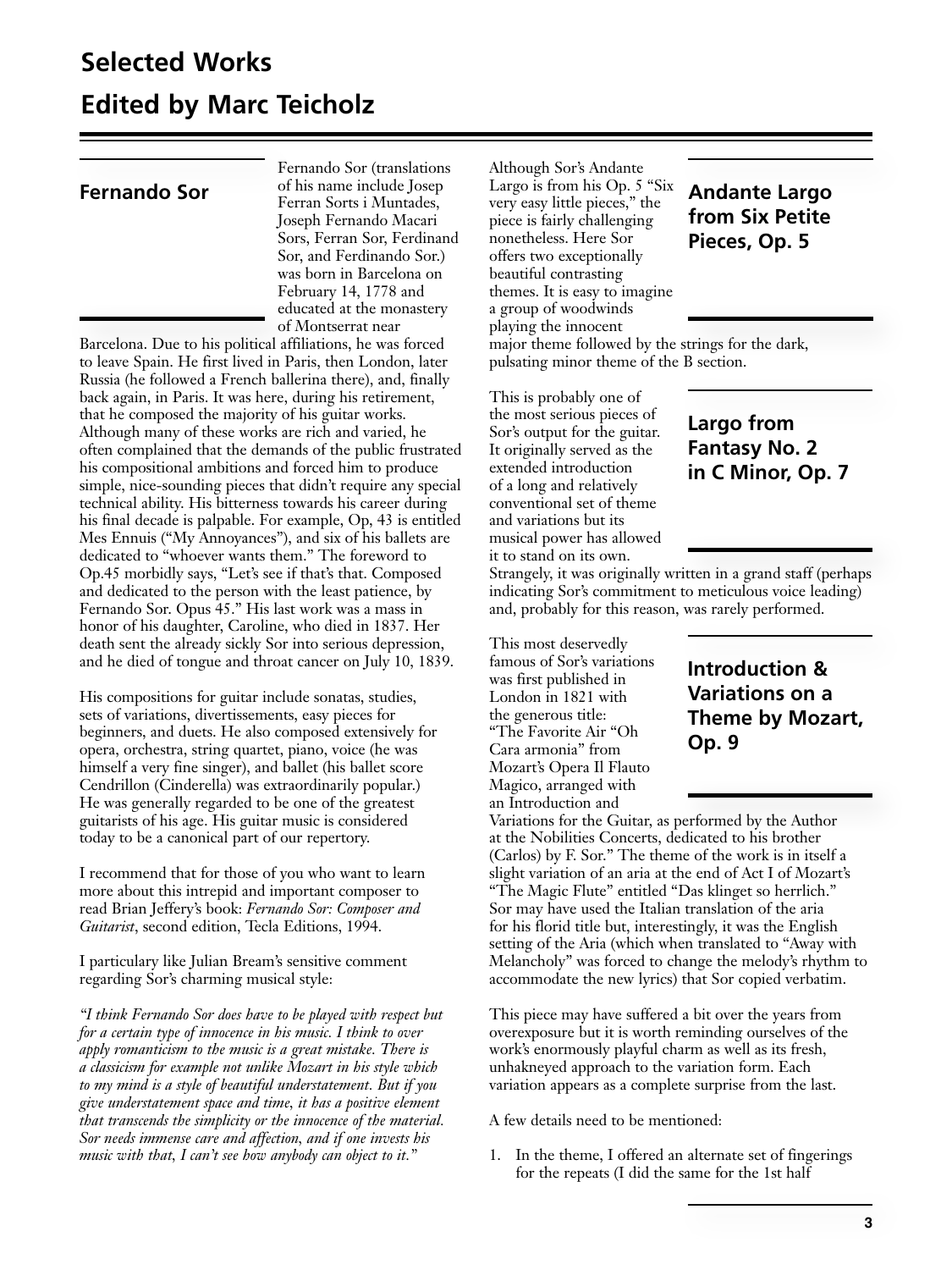# Selected Works

# Edited by Marc Teicholz

## Fernando Sor

Fernando Sor (translations of his name include Josep Ferran Sorts i Muntades, Joseph Fernando Macari Sors, Ferran Sor, Ferdinand Sor, and Ferdinando Sor.) was born in Barcelona on February 14, 1778 and educated at the monastery of Montserrat near Barcelona. Due to his political affiliations, he was forced to leave Spain. He first lived in Paris, then London, later Russia (he followed a French ballerina there), and, finally back again, in Paris. It was here, during his retirement, that he composed the majority of his guitar works. Although many of these works are rich and varied, he often complained that the demands of the public frustrated his compositional ambitions and forced him to produce simple, nice-sounding pieces that didn't require any special technical ability. His bitterness towards his career during his final decade is palpable. For example, Op, 43 is entitled Mes Ennuis ("My Annoyances"), and six of his ballets are dedicated to "whoever wants them." The foreword to Op.45 morbidly says, "Let's see if that's that. Composed and dedicated to the person with the least patience, by Fernando Sor. Opus 45." His last work was a mass in honor of his daughter, Caroline, who died in 1837. Her death sent the already sickly Sor into serious depression, and he died of tongue and throat cancer on July 10, 1839.

His compositions for guitar include sonatas, studies, sets of variations, divertissements, easy pieces for beginners, and duets. He also composed extensively for opera, orchestra, string quartet, piano, voice (he was himself a very fine singer), and ballet (his ballet score Cendrillon (Cinderella) was extraordinarily popular.) He was generally regarded to be one of the greatest guitarists of his age. His guitar music is considered today to be a canonical part of our repertory.

I recommend that for those of you who want to learn more about this intrepid and important composer to read Brian Jeffery's book: *Fernando Sor: Composer and Guitarist*, second edition, Tecla Editions, 1994.

I particularly like Julian Bream's sensitive comment regarding Sor's charming musical style:

*"I think Fernando Sor does have to be played with respect but for a certain type of innocence in his music. I think to over apply romanticism to the music is a great mistake. There is a classicism for example not unlike Mozart in his style which to my mind is a style of beautiful understatement. But if you give understatement space and time, it has a positive element that transcends the simplicity or the innocence of the material. Sor needs immense care and affection, and if one invests his music with that, I can't see how anybody can object to it."*

## Andante Largo from Six Petite Pieces, Op. 5

Although Sor's Andante Largo is from his Op. 5 "Six very easy little pieces," the piece is fairly challenging nonetheless. Here Sor offers two exceptionally beautiful contrasting themes. It is easy to imagine a group of woodwinds playing the innocent major theme followed by the strings for the dark, pulsating minor theme of the B section.

## Largo from Fantasy No. 2 in C Minor, Op. 7

This is probably one of the most serious pieces of Sor's output for the guitar. It originally served as the extended introduction of a long and relatively conventional set of theme and variations but its musical power has allowed it to stand on its own. Strangely, it was originally written in a grand staff (perhaps indicating Sor's commitment to meticulous voice leading) and, probably for this reason, was rarely performed.

## Introduction & Variations on a Theme by Mozart, Op. 9

This most deservedly famous of Sor's variations was first published in London in 1821 with the generous title: "The Favorite Air "Oh Cara armonia" from Mozart's Opera Il Flauto Magico, arranged with an Introduction and Variations for the Guitar, as performed by the Author at the Nobilities Concerts, dedicated to his brother (Carlos) by F. Sor." The theme of the work is in itself a slight variation of an aria at the end of Act I of Mozart's "The Magic Flute" entitled "Das klinget so herrlich." Sor may have used the Italian translation of the aria for his florid title but, interestingly, it was the English setting of the Aria (which when translated to "Away with Melancholy" was forced to change the melody's rhythm to accommodate the new lyrics) that Sor copied verbatim.

This piece may have suffered a bit over the years from overexposure but it is worth reminding ourselves of the work's enormously playful charm as well as its fresh, unhakneyed approach to the variation form. Each variation appears as a complete surprise from the last.

A few details need to be mentioned:

1. In the theme, I offered an alternate set of fingerings for the repeats (I did the same for the 1st half